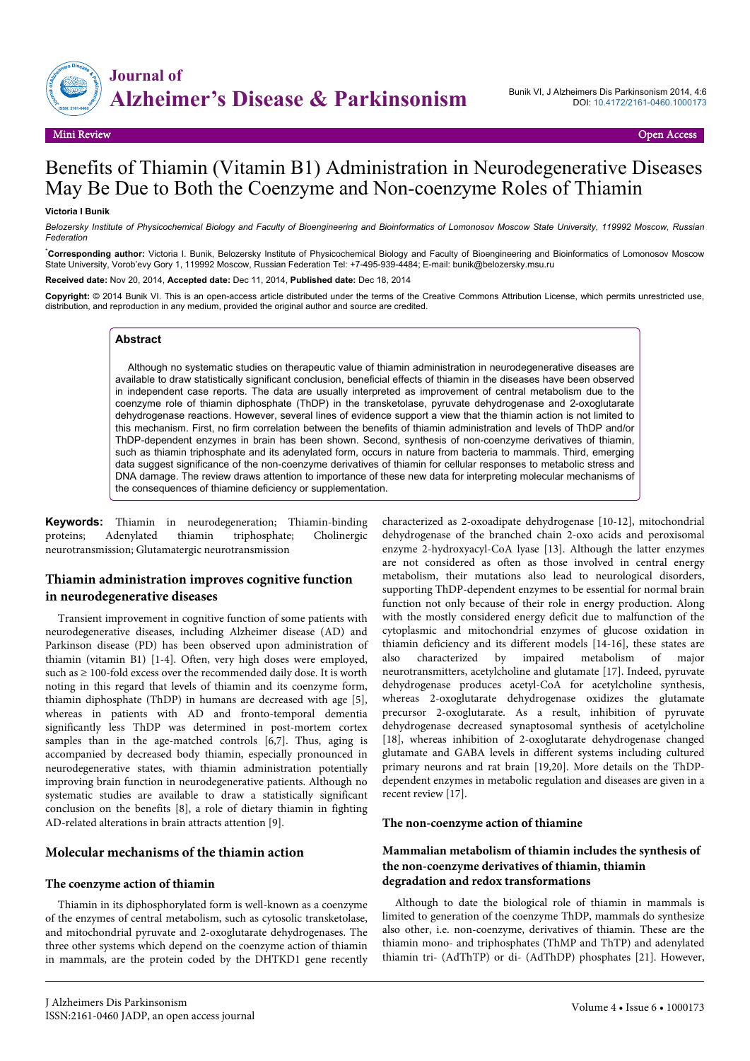Mini Review | Open Access

# Benefits of Thiamin (Vitamin B1) Administration in Neurodegenerative Diseases May Be Due to Both the Coenzyme and Non-coenzyme Roles of Thiamin

**Victoria I Bunik**

*Belozersky Institute of Physicochemical Biology and Faculty of Bioengineering and Bioinformatics of Lomonosov Moscow State University, 119992 Moscow, Russian Federation*

***Corresponding author:** Victoria I. Bunik, Belozersky Institute of Physicochemical Biology and Faculty of Bioengineering and Bioinformatics of Lomonosov Moscow State University, Vorob'evy Gory 1, 119992 Moscow, Russian Federation Tel: +7-495-939-4484; E-mail: bunik@belozersky.msu.ru

**Received date:** Nov 20, 2014, **Accepted date:** Dec 11, 2014, **Published date:** Dec 18, 2014

**Copyright:** © 2014 Bunik VI. This is an open-access article distributed under the terms of the Creative Commons Attribution License, which permits unrestricted use, distribution, and reproduction in any medium, provided the original author and source are credited.

## Abstract

Although no systematic studies on therapeutic value of thiamin administration in neurodegenerative diseases are available to draw statistically significant conclusion, beneficial effects of thiamin in the diseases have been observed in independent case reports. The data are usually interpreted as improvement of central metabolism due to the coenzyme role of thiamin diphosphate (ThDP) in the transketolase, pyruvate dehydrogenase and 2-oxoglutarate dehydrogenase reactions. However, several lines of evidence support a view that the thiamin action is not limited to this mechanism. First, no firm correlation between the benefits of thiamin administration and levels of ThDP and/or ThDP-dependent enzymes in brain has been shown. Second, synthesis of non-coenzyme derivatives of thiamin, such as thiamin triphosphate and its adenylated form, occurs in nature from bacteria to mammals. Third, emerging data suggest significance of the non-coenzyme derivatives of thiamin for cellular responses to metabolic stress and DNA damage. The review draws attention to importance of these new data for interpreting molecular mechanisms of the consequences of thiamine deficiency or supplementation.

**Keywords:** Thiamin in neurodegeneration; Thiamin-binding proteins; Adenylated thiamin triphosphate; Cholinergic neurotransmission; Glutamatergic neurotransmission

## Thiamin administration improves cognitive function in neurodegenerative diseases

Transient improvement in cognitive function of some patients with neurodegenerative diseases, including Alzheimer disease (AD) and Parkinson disease (PD) has been observed upon administration of thiamin (vitamin B1) [1-4]. Often, very high doses were employed, such as ≥ 100-fold excess over the recommended daily dose. It is worth noting in this regard that levels of thiamin and its coenzyme form, thiamin diphosphate (ThDP) in humans are decreased with age [5], whereas in patients with AD and fronto-temporal dementia significantly less ThDP was determined in post-mortem cortex samples than in the age-matched controls [6,7]. Thus, aging is accompanied by decreased body thiamin, especially pronounced in neurodegenerative states, with thiamin administration potentially improving brain function in neurodegenerative patients. Although no systematic studies are available to draw a statistically significant conclusion on the benefits [8], a role of dietary thiamin in fighting AD-related alterations in brain attracts attention [9].

## Molecular mechanisms of the thiamin action

### The coenzyme action of thiamin

Thiamin in its diphosphorylated form is well-known as a coenzyme of the enzymes of central metabolism, such as cytosolic transketolase, and mitochondrial pyruvate and 2-oxoglutarate dehydrogenases. The three other systems which depend on the coenzyme action of thiamin in mammals, are the protein coded by the DHTKD1 gene recently characterized as 2-oxoadipate dehydrogenase [10-12], mitochondrial dehydrogenase of the branched chain 2-oxo acids and peroxisomal enzyme 2-hydroxyacyl-CoA lyase [13]. Although the latter enzymes are not considered as often as those involved in central energy metabolism, their mutations also lead to neurological disorders, supporting ThDP-dependent enzymes to be essential for normal brain function not only because of their role in energy production. Along with the mostly considered energy deficit due to malfunction of the cytoplasmic and mitochondrial enzymes of glucose oxidation in thiamin deficiency and its different models [14-16], these states are also characterized by impaired metabolism of major neurotransmitters, acetylcholine and glutamate [17]. Indeed, pyruvate dehydrogenase produces acetyl-CoA for acetylcholine synthesis, whereas 2-oxoglutarate dehydrogenase oxidizes the glutamate precursor 2-oxoglutarate. As a result, inhibition of pyruvate dehydrogenase decreased synaptosomal synthesis of acetylcholine [18], whereas inhibition of 2-oxoglutarate dehydrogenase changed glutamate and GABA levels in different systems including cultured primary neurons and rat brain [19,20]. More details on the ThDP-dependent enzymes in metabolic regulation and diseases are given in a recent review [17].

### The non-coenzyme action of thiamine

### Mammalian metabolism of thiamin includes the synthesis of the non-coenzyme derivatives of thiamin, thiamin degradation and redox transformations

Although to date the biological role of thiamin in mammals is limited to generation of the coenzyme ThDP, mammals do synthesize also other, i.e. non-coenzyme, derivatives of thiamin. These are the thiamin mono- and triphosphates (ThMP and ThTP) and adenylated thiamin tri- (AdThTP) or di- (AdThDP) phosphates [21]. However,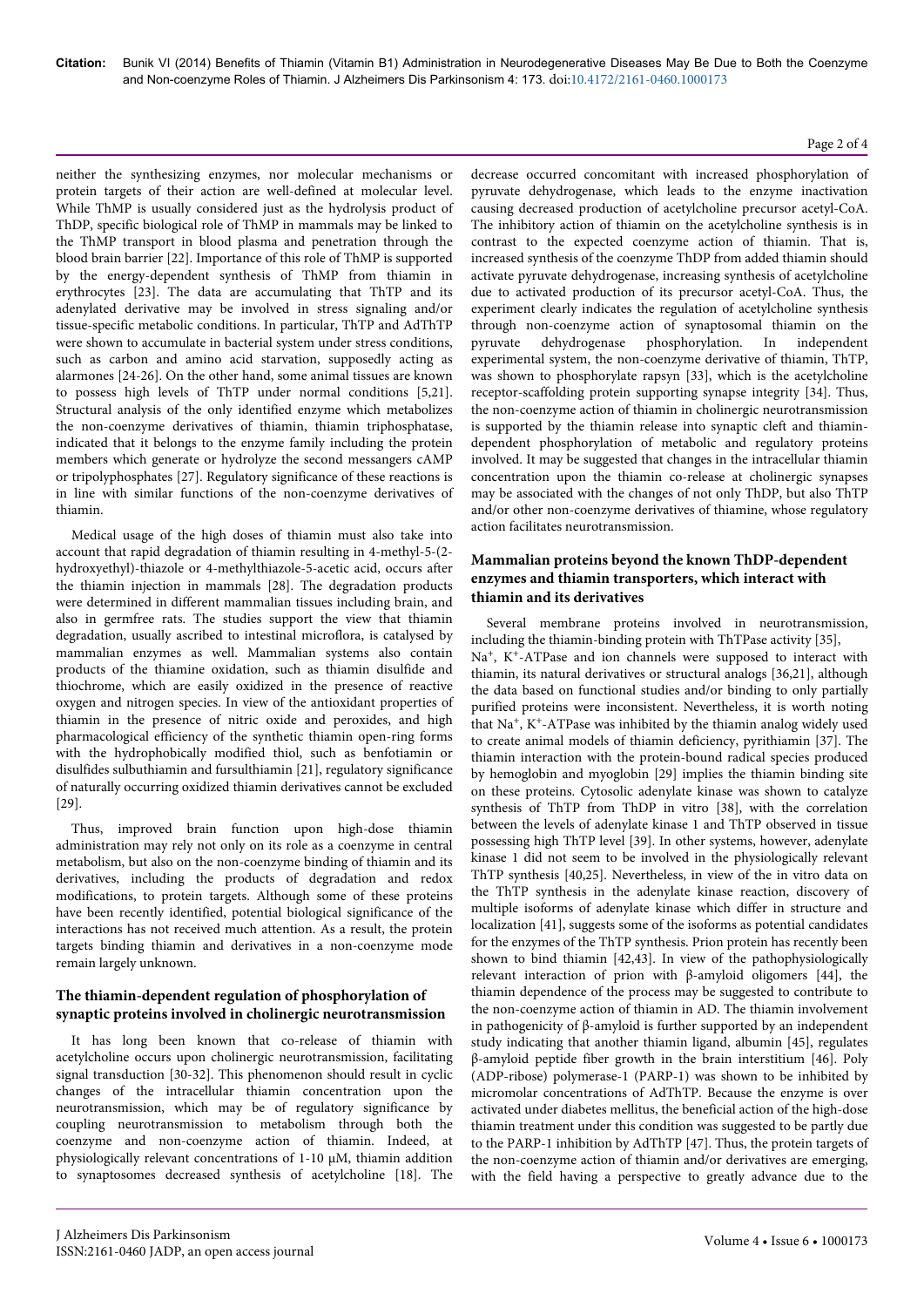neither the synthesizing enzymes, nor molecular mechanisms or protein targets of their action are well-defined at molecular level. While ThMP is usually considered just as the hydrolysis product of ThDP, specific biological role of ThMP in mammals may be linked to the ThMP transport in blood plasma and penetration through the blood brain barrier [22]. Importance of this role of ThMP is supported by the energy-dependent synthesis of ThMP from thiamin in erythrocytes [23]. The data are accumulating that ThTP and its adenylated derivative may be involved in stress signaling and/or tissue-specific metabolic conditions. In particular, ThTP and AdThTP were shown to accumulate in bacterial system under stress conditions, such as carbon and amino acid starvation, supposedly acting as alarmones [24-26]. On the other hand, some animal tissues are known to possess high levels of ThTP under normal conditions [5,21]. Structural analysis of the only identified enzyme which metabolizes the non-coenzyme derivatives of thiamin, thiamin triphosphatase, indicated that it belongs to the enzyme family including the protein members which generate or hydrolyze the second messangers cAMP or tripolyphosphates [27]. Regulatory significance of these reactions is in line with similar functions of the non-coenzyme derivatives of thiamin.

Medical usage of the high doses of thiamin must also take into account that rapid degradation of thiamin resulting in 4-methyl-5-(2-hydroxyethyl)-thiazole or 4-methylthiazole-5-acetic acid, occurs after the thiamin injection in mammals [28]. The degradation products were determined in different mammalian tissues including brain, and also in germfree rats. The studies support the view that thiamin degradation, usually ascribed to intestinal microflora, is catalysed by mammalian enzymes as well. Mammalian systems also contain products of the thiamine oxidation, such as thiamin disulfide and thiochrome, which are easily oxidized in the presence of reactive oxygen and nitrogen species. In view of the antioxidant properties of thiamin in the presence of nitric oxide and peroxides, and high pharmacological efficiency of the synthetic thiamin open-ring forms with the hydrophobically modified thiol, such as benfotiamin or disulfides sulbuthiamin and fursulthiamin [21], regulatory significance of naturally occurring oxidized thiamin derivatives cannot be excluded [29].

Thus, improved brain function upon high-dose thiamin administration may rely not only on its role as a coenzyme in central metabolism, but also on the non-coenzyme binding of thiamin and its derivatives, including the products of degradation and redox modifications, to protein targets. Although some of these proteins have been recently identified, potential biological significance of the interactions has not received much attention. As a result, the protein targets binding thiamin and derivatives in a non-coenzyme mode remain largely unknown.

## The thiamin-dependent regulation of phosphorylation of synaptic proteins involved in cholinergic neurotransmission

It has long been known that co-release of thiamin with acetylcholine occurs upon cholinergic neurotransmission, facilitating signal transduction [30-32]. This phenomenon should result in cyclic changes of the intracellular thiamin concentration upon the neurotransmission, which may be of regulatory significance by coupling neurotransmission to metabolism through both the coenzyme and non-coenzyme action of thiamin. Indeed, at physiologically relevant concentrations of 1-10 μM, thiamin addition to synaptosomes decreased synthesis of acetylcholine [18]. The decrease occurred concomitant with increased phosphorylation of pyruvate dehydrogenase, which leads to the enzyme inactivation causing decreased production of acetylcholine precursor acetyl-CoA. The inhibitory action of thiamin on the acetylcholine synthesis is in contrast to the expected coenzyme action of thiamin. That is, increased synthesis of the coenzyme ThDP from added thiamin should activate pyruvate dehydrogenase, increasing synthesis of acetylcholine due to activated production of its precursor acetyl-CoA. Thus, the experiment clearly indicates the regulation of acetylcholine synthesis through non-coenzyme action of synaptosomal thiamin on the pyruvate dehydrogenase phosphorylation. In independent experimental system, the non-coenzyme derivative of thiamin, ThTP, was shown to phosphorylate rapsyn [33], which is the acetylcholine receptor-scaffolding protein supporting synapse integrity [34]. Thus, the non-coenzyme action of thiamin in cholinergic neurotransmission is supported by the thiamin release into synaptic cleft and thiamin-dependent phosphorylation of metabolic and regulatory proteins involved. It may be suggested that changes in the intracellular thiamin concentration upon the thiamin co-release at cholinergic synapses may be associated with the changes of not only ThDP, but also ThTP and/or other non-coenzyme derivatives of thiamine, whose regulatory action facilitates neurotransmission.

## Mammalian proteins beyond the known ThDP-dependent enzymes and thiamin transporters, which interact with thiamin and its derivatives

Several membrane proteins involved in neurotransmission, including the thiamin-binding protein with ThTPase activity [35], $Na^+$, $K^+$-ATPase and ion channels were supposed to interact with thiamin, its natural derivatives or structural analogs [36,21], although the data based on functional studies and/or binding to only partially purified proteins were inconsistent. Nevertheless, it is worth noting that $Na^+$, $K^+$-ATPase was inhibited by the thiamin analog widely used to create animal models of thiamin deficiency, pyrithiamin [37]. The thiamin interaction with the protein-bound radical species produced by hemoglobin and myoglobin [29] implies the thiamin binding site on these proteins. Cytosolic adenylate kinase was shown to catalyze synthesis of ThTP from ThDP in vitro [38], with the correlation between the levels of adenylate kinase 1 and ThTP observed in tissue possessing high ThTP level [39]. In other systems, however, adenylate kinase 1 did not seem to be involved in the physiologically relevant ThTP synthesis [40,25]. Nevertheless, in view of the in vitro data on the ThTP synthesis in the adenylate kinase reaction, discovery of multiple isoforms of adenylate kinase which differ in structure and localization [41], suggests some of the isoforms as potential candidates for the enzymes of the ThTP synthesis. Prion protein has recently been shown to bind thiamin [42,43]. In view of the pathophysiologically relevant interaction of prion with β-amyloid oligomers [44], the thiamin dependence of the process may be suggested to contribute to the non-coenzyme action of thiamin in AD. The thiamin involvement in pathogenicity of β-amyloid is further supported by an independent study indicating that another thiamin ligand, albumin [45], regulates β-amyloid peptide fiber growth in the brain interstitium [46]. Poly (ADP-ribose) polymerase-1 (PARP-1) was shown to be inhibited by micromolar concentrations of AdThTP. Because the enzyme is over activated under diabetes mellitus, the beneficial action of the high-dose thiamin treatment under this condition was suggested to be partly due to the PARP-1 inhibition by AdThTP [47]. Thus, the protein targets of the non-coenzyme action of thiamin and/or derivatives are emerging, with the field having a perspective to greatly advance due to the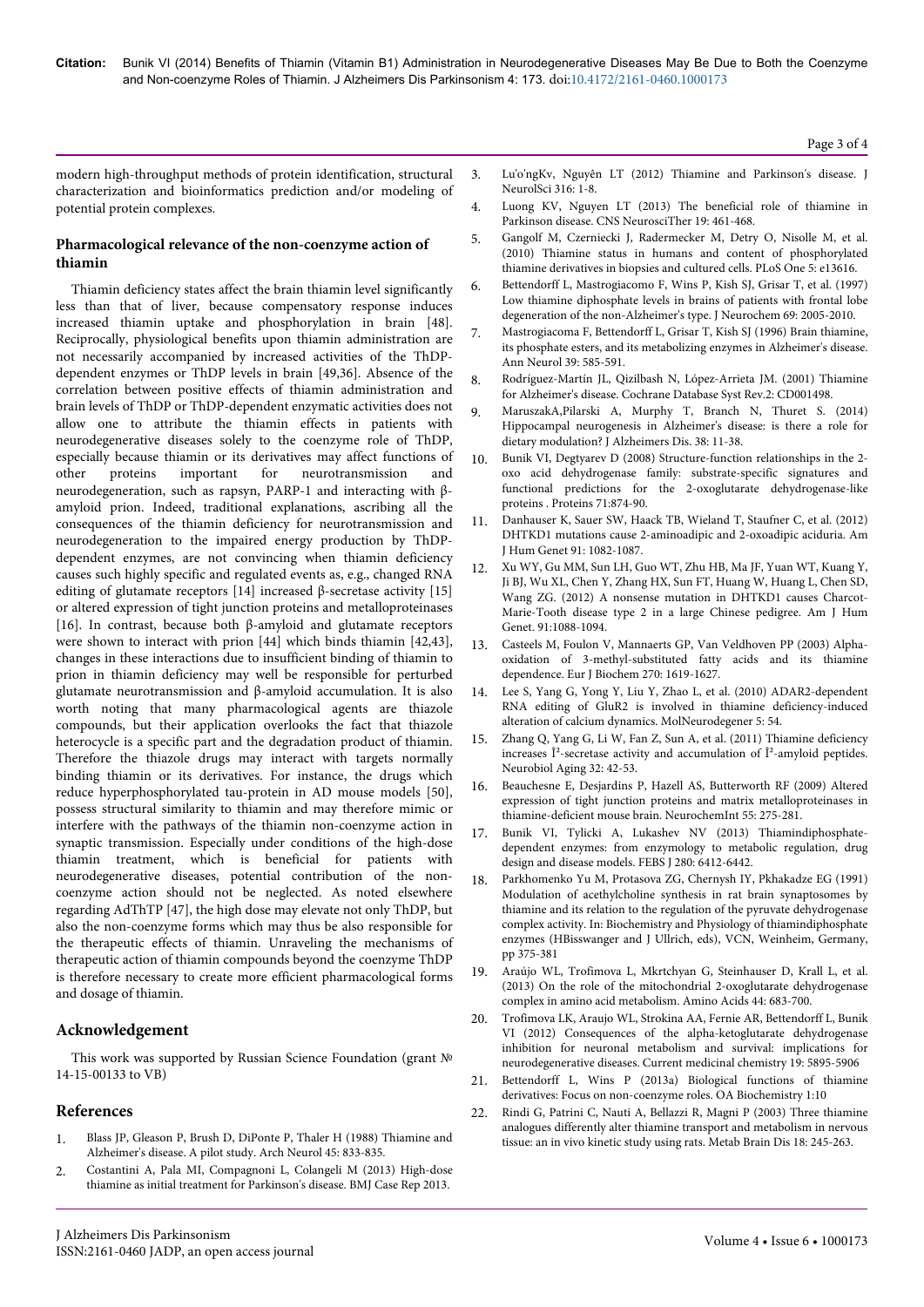modern high-throughput methods of protein identification, structural characterization and bioinformatics prediction and/or modeling of potential protein complexes.

## Pharmacological relevance of the non-coenzyme action of thiamin

Thiamin deficiency states affect the brain thiamin level significantly less than that of liver, because compensatory response induces increased thiamin uptake and phosphorylation in brain [48]. Reciprocally, physiological benefits upon thiamin administration are not necessarily accompanied by increased activities of the ThDP-dependent enzymes or ThDP levels in brain [49,36]. Absence of the correlation between positive effects of thiamin administration and brain levels of ThDP or ThDP-dependent enzymatic activities does not allow one to attribute the thiamin effects in patients with neurodegenerative diseases solely to the coenzyme role of ThDP, especially because thiamin or its derivatives may affect functions of other proteins important for neurotransmission and neurodegeneration, such as rapsyn, PARP-1 and interacting with β-amyloid prion. Indeed, traditional explanations, ascribing all the consequences of the thiamin deficiency for neurotransmission and neurodegeneration to the impaired energy production by ThDP-dependent enzymes, are not convincing when thiamin deficiency causes such highly specific and regulated events as, e.g., changed RNA editing of glutamate receptors [14] increased β-secretase activity [15] or altered expression of tight junction proteins and metalloproteinases [16]. In contrast, because both β-amyloid and glutamate receptors were shown to interact with prion [44] which binds thiamin [42,43], changes in these interactions due to insufficient binding of thiamin to prion in thiamin deficiency may well be responsible for perturbed glutamate neurotransmission and β-amyloid accumulation. It is also worth noting that many pharmacological agents are thiazole compounds, but their application overlooks the fact that thiazole heterocycle is a specific part and the degradation product of thiamin. Therefore the thiazole drugs may interact with targets normally binding thiamin or its derivatives. For instance, the drugs which reduce hyperphosphorylated tau-protein in AD mouse models [50], possess structural similarity to thiamin and may therefore mimic or interfere with the pathways of the thiamin non-coenzyme action in synaptic transmission. Especially under conditions of the high-dose thiamin treatment, which is beneficial for patients with neurodegenerative diseases, potential contribution of the non-coenzyme action should not be neglected. As noted elsewhere regarding AdThTP [47], the high dose may thus elevate not only ThDP, but also the non-coenzyme forms which may thus be also responsible for the therapeutic effects of thiamin. Unraveling the mechanisms of therapeutic action of thiamin compounds beyond the coenzyme ThDP is therefore necessary to create more efficient pharmacological forms and dosage of thiamin.

## Acknowledgement

This work was supported by Russian Science Foundation (grant № 14-15-00133 to VB)

## References

1. Blass JP, Gleason P, Brush D, DiPonte P, Thaler H (1988) Thiamine and Alzheimer's disease. A pilot study. Arch Neurol 45: 833-835.
2. Costantini A, Pala MI, Compagnoni L, Colangeli M (2013) High-dose thiamine as initial treatment for Parkinson's disease. BMJ Case Rep 2013.
3. Lu'o'ngKv, Nguyên LT (2012) Thiamine and Parkinson's disease. J NeurolSci 316: 1-8.
4. Luong KV, Nguyen LT (2013) The beneficial role of thiamine in Parkinson disease. CNS NeurosciTher 19: 461-468.
5. Gangolf M, Czerniecki J, Radermecker M, Detry O, Nisolle M, et al. (2010) Thiamine status in humans and content of phosphorylated thiamine derivatives in biopsies and cultured cells. PLoS One 5: e13616.
6. Bettendorff L, Mastrogiacomo F, Wins P, Kish SJ, Grisar T, et al. (1997) Low thiamine diphosphate levels in brains of patients with frontal lobe degeneration of the non-Alzheimer's type. J Neurochem 69: 2005-2010.
7. Mastrogiacoma F, Bettendorff L, Grisar T, Kish SJ (1996) Brain thiamine, its phosphate esters, and its metabolizing enzymes in Alzheimer's disease. Ann Neurol 39: 585-591.
8. Rodríguez-Martín JL, Qizilbash N, López-Arrieta JM. (2001) Thiamine for Alzheimer's disease. Cochrane Database Syst Rev.2: CD001498.
9. MaruszakA,Pilarski A, Murphy T, Branch N, Thuret S. (2014) Hippocampal neurogenesis in Alzheimer's disease: is there a role for dietary modulation? J Alzheimers Dis. 38: 11-38.
10. Bunik VI, Degtyarev D (2008) Structure-function relationships in the 2-oxo acid dehydrogenase family: substrate-specific signatures and functional predictions for the 2-oxoglutarate dehydrogenase-like proteins . Proteins 71:874-90.
11. Danhauser K, Sauer SW, Haack TB, Wieland T, Staufner C, et al. (2012) DHTKD1 mutations cause 2-aminoadipic and 2-oxoadipic aciduria. Am J Hum Genet 91: 1082-1087.
12. Xu WY, Gu MM, Sun LH, Guo WT, Zhu HB, Ma JF, Yuan WT, Kuang Y, Ji BJ, Wu XL, Chen Y, Zhang HX, Sun FT, Huang W, Huang L, Chen SD, Wang ZG. (2012) A nonsense mutation in DHTKD1 causes Charcot-Marie-Tooth disease type 2 in a large Chinese pedigree. Am J Hum Genet. 91:1088-1094.
13. Casteels M, Foulon V, Mannaerts GP, Van Veldhoven PP (2003) Alpha-oxidation of 3-methyl-substituted fatty acids and its thiamine dependence. Eur J Biochem 270: 1619-1627.
14. Lee S, Yang G, Yong Y, Liu Y, Zhao L, et al. (2010) ADAR2-dependent RNA editing of GluR2 is involved in thiamine deficiency-induced alteration of calcium dynamics. MolNeurodegener 5: 54.
15. Zhang Q, Yang G, Li W, Fan Z, Sun A, et al. (2011) Thiamine deficiency increases Î²-secretase activity and accumulation of Î²-amyloid peptides. Neurobiol Aging 32: 42-53.
16. Beauchesne E, Desjardins P, Hazell AS, Butterworth RF (2009) Altered expression of tight junction proteins and matrix metalloproteinases in thiamine-deficient mouse brain. NeurochemInt 55: 275-281.
17. Bunik VI, Tylicki A, Lukashev NV (2013) Thiamindiphosphate-dependent enzymes: from enzymology to metabolic regulation, drug design and disease models. FEBS J 280: 6412-6442.
18. Parkhomenko Yu M, Protasova ZG, Chernysh IY, Pkhakadze EG (1991) Modulation of acethylcholine synthesis in rat brain synaptosomes by thiamine and its relation to the regulation of the pyruvate dehydrogenase complex activity. In: Biochemistry and Physiology of thiamindiphosphate enzymes (HBisswanger and J Ullrich, eds), VCN, Weinheim, Germany, pp 375-381
19. Araújo WL, Trofimova L, Mkrtchyan G, Steinhauser D, Krall L, et al. (2013) On the role of the mitochondrial 2-oxoglutarate dehydrogenase complex in amino acid metabolism. Amino Acids 44: 683-700.
20. Trofimova LK, Araujo WL, Strokina AA, Fernie AR, Bettendorff L, Bunik VI (2012) Consequences of the alpha-ketoglutarate dehydrogenase inhibition for neuronal metabolism and survival: implications for neurodegenerative diseases. Current medicinal chemistry 19: 5895-5906
21. Bettendorff L, Wins P (2013a) Biological functions of thiamine derivatives: Focus on non-coenzyme roles. OA Biochemistry 1:10
22. Rindi G, Patrini C, Nauti A, Bellazzi R, Magni P (2003) Three thiamine analogues differently alter thiamine transport and metabolism in nervous tissue: an in vivo kinetic study using rats. Metab Brain Dis 18: 245-263.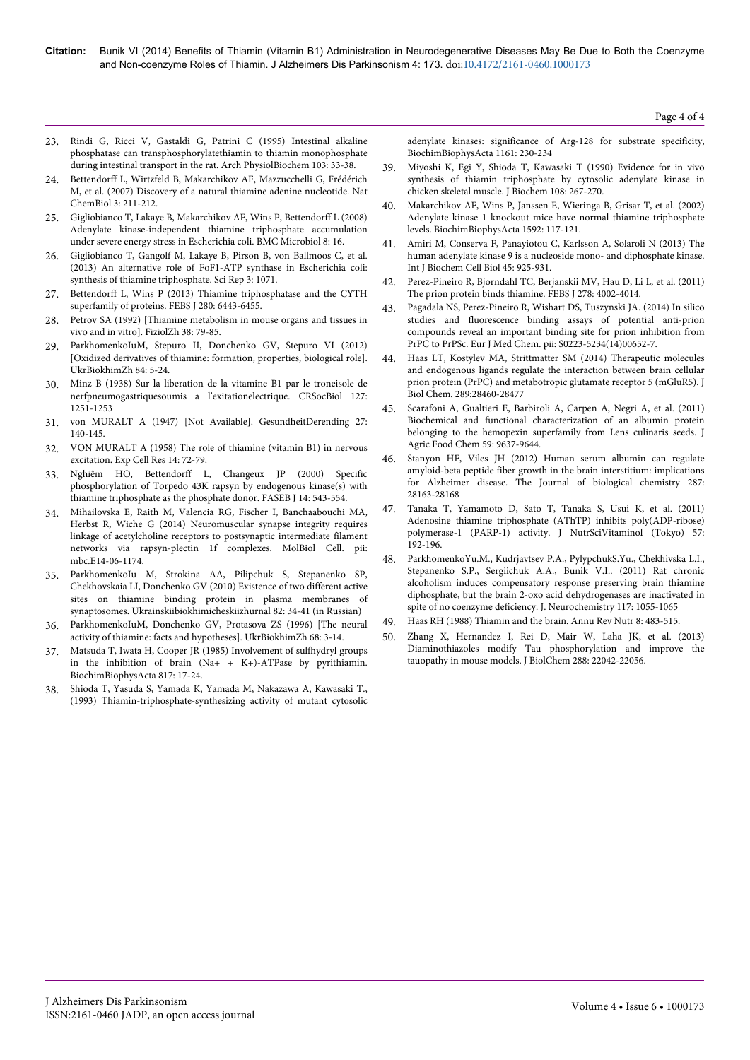23. Rindi G, Ricci V, Gastaldi G, Patrini C (1995) Intestinal alkaline phosphatase can transphosphorylatethiamin to thiamin monophosphate during intestinal transport in the rat. Arch PhysiolBiochem 103: 33-38.
24. Bettendorff L, Wirtzfeld B, Makarchikov AF, Mazzucchelli G, Frédérich M, et al. (2007) Discovery of a natural thiamine adenine nucleotide. Nat ChemBiol 3: 211-212.
25. Gigliobianco T, Lakaye B, Makarchikov AF, Wins P, Bettendorff L (2008) Adenylate kinase-independent thiamine triphosphate accumulation under severe energy stress in Escherichia coli. BMC Microbiol 8: 16.
26. Gigliobianco T, Gangolf M, Lakaye B, Pirson B, von Ballmoos C, et al. (2013) An alternative role of FoF1-ATP synthase in Escherichia coli: synthesis of thiamine triphosphate. Sci Rep 3: 1071.
27. Bettendorff L, Wins P (2013) Thiamine triphosphatase and the CYTH superfamily of proteins. FEBS J 280: 6443-6455.
28. Petrov SA (1992) [Thiamine metabolism in mouse organs and tissues in vivo and in vitro]. FiziolZh 38: 79-85.
29. ParkhomenkoIuM, Stepuro II, Donchenko GV, Stepuro VI (2012) [Oxidized derivatives of thiamine: formation, properties, biological role]. UkrBiokhimZh 84: 5-24.
30. Minz B (1938) Sur la liberation de la vitamine B1 par le troneisole de nerfpneumogastriquesoumis a l'exitationelectrique. CRSocBiol 127: 1251-1253
31. von MURALT A (1947) [Not Available]. GesundheitDerending 27: 140-145.
32. VON MURALT A (1958) The role of thiamine (vitamin B1) in nervous excitation. Exp Cell Res 14: 72-79.
33. Nghiêm HO, Bettendorff L, Changeux JP (2000) Specific phosphorylation of Torpedo 43K rapsyn by endogenous kinase(s) with thiamine triphosphate as the phosphate donor. FASEB J 14: 543-554.
34. Mihailovska E, Raith M, Valencia RG, Fischer I, Banchaabouchi MA, Herbst R, Wiche G (2014) Neuromuscular synapse integrity requires linkage of acetylcholine receptors to postsynaptic intermediate filament networks via rapsyn-plectin 1f complexes. MolBiol Cell. pii: mbc.E14-06-1174.
35. ParkhomenkoIu M, Strokina AA, Pilipchuk S, Stepanenko SP, Chekhovskaia LI, Donchenko GV (2010) Existence of two different active sites on thiamine binding protein in plasma membranes of synaptosomes. Ukrainskiibiokhimicheskiizhurnal 82: 34-41 (in Russian)
36. ParkhomenkoIuM, Donchenko GV, Protasova ZS (1996) [The neural activity of thiamine: facts and hypotheses]. UkrBiokhimZh 68: 3-14.
37. Matsuda T, Iwata H, Cooper JR (1985) Involvement of sulfhydryl groups in the inhibition of brain (Na+ + K+)-ATPase by pyrithiamin. BiochimBiophysActa 817: 17-24.
38. Shioda T, Yasuda S, Yamada K, Yamada M, Nakazawa A, Kawasaki T., (1993) Thiamin-triphosphate-synthesizing activity of mutant cytosolic adenylate kinases: significance of Arg-128 for substrate specificity, BiochimBiophysActa 1161: 230-234
39. Miyoshi K, Egi Y, Shioda T, Kawasaki T (1990) Evidence for in vivo synthesis of thiamin triphosphate by cytosolic adenylate kinase in chicken skeletal muscle. J Biochem 108: 267-270.
40. Makarchikov AF, Wins P, Janssen E, Wieringa B, Grisar T, et al. (2002) Adenylate kinase 1 knockout mice have normal thiamine triphosphate levels. BiochimBiophysActa 1592: 117-121.
41. Amiri M, Conserva F, Panayiotou C, Karlsson A, Solaroli N (2013) The human adenylate kinase 9 is a nucleoside mono- and diphosphate kinase. Int J Biochem Cell Biol 45: 925-931.
42. Perez-Pineiro R, Bjorndahl TC, Berjanskii MV, Hau D, Li L, et al. (2011) The prion protein binds thiamine. FEBS J 278: 4002-4014.
43. Pagadala NS, Perez-Pineiro R, Wishart DS, Tuszynski JA. (2014) In silico studies and fluorescence binding assays of potential anti-prion compounds reveal an important binding site for prion inhibition from PrPC to PrPSc. Eur J Med Chem. pii: S0223-5234(14)00652-7.
44. Haas LT, Kostylev MA, Strittmatter SM (2014) Therapeutic molecules and endogenous ligands regulate the interaction between brain cellular prion protein (PrPC) and metabotropic glutamate receptor 5 (mGluR5). J Biol Chem. 289:28460-28477
45. Scarafoni A, Gualtieri E, Barbiroli A, Carpen A, Negri A, et al. (2011) Biochemical and functional characterization of an albumin protein belonging to the hemopexin superfamily from Lens culinaris seeds. J Agric Food Chem 59: 9637-9644.
46. Stanyon HF, Viles JH (2012) Human serum albumin can regulate amyloid-beta peptide fiber growth in the brain interstitium: implications for Alzheimer disease. The Journal of biological chemistry 287: 28163-28168
47. Tanaka T, Yamamoto D, Sato T, Tanaka S, Usui K, et al. (2011) Adenosine thiamine triphosphate (AThTP) inhibits poly(ADP-ribose) polymerase-1 (PARP-1) activity. J NutrSciVitaminol (Tokyo) 57: 192-196.
48. ParkhomenkoYu.M., Kudrjavtsev P.A., PylypchukS.Yu., Chekhivska L.I., Stepanenko S.P., Sergiichuk A.A., Bunik V.I.. (2011) Rat chronic alcoholism induces compensatory response preserving brain thiamine diphosphate, but the brain 2-oxo acid dehydrogenases are inactivated in spite of no coenzyme deficiency. J. Neurochemistry 117: 1055-1065
49. Haas RH (1988) Thiamin and the brain. Annu Rev Nutr 8: 483-515.
50. Zhang X, Hernandez I, Rei D, Mair W, Laha JK, et al. (2013) Diaminothiazoles modify Tau phosphorylation and improve the tauopathy in mouse models. J BiolChem 288: 22042-22056.